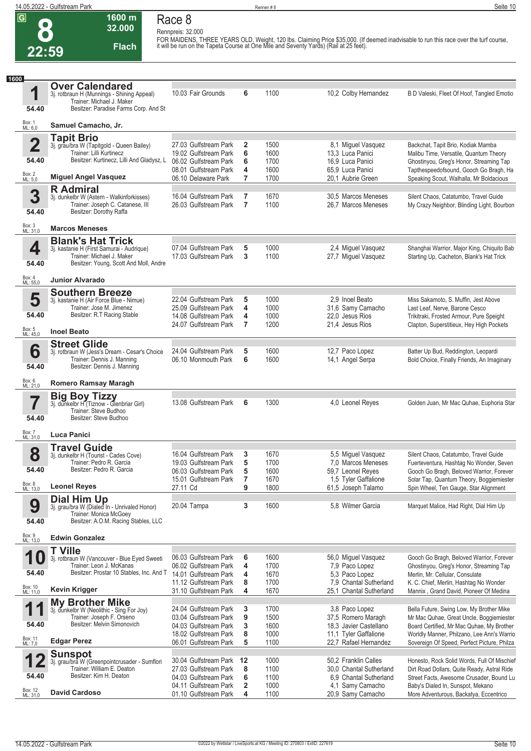# Race 8

**G** **8** **22:59** — 1600 m — 32.000 — Flach

Rennpreis: 32.000

FOR MAIDENS, THREE YEARS OLD. Weight, 120 lbs. Claiming Price $35,000. (If deemed inadvisable to run this race over the turf course, it will be run on the Tapeta Course at One Mile and Seventy Yards) (Rail at 25 feet).

**1600**

## 1 Over Calendared
3j. rotbraun H (Munnings - Shining Appeal)
Trainer: Michael J. Maker
Besitzer: Paradise Farms Corp. And St
54.40 — Box: 1 — ML: 6,0
**Samuel Camacho, Jr.**

| Datum | Bahn | Pl. | Distanz | Quote | Jockey | Erste Drei |
|---|---|---|---|---|---|---|
| 10.03 | Fair Grounds | 6 | 1100 | 10,2 | Colby Hernandez | B D Valeski, Fleet Of Hoof, Tangled Emotio |

## 2 Tapit Brio
3j. grau/bra W (Tapitgold - Queen Bailey)
Trainer: Lilli Kurtinecz
Besitzer: Kurtinecz, Lilli And Gladysz, L
54.40 — Box: 2 — ML: 5,0
**Miguel Angel Vasquez**

| Datum | Bahn | Pl. | Distanz | Quote | Jockey | Erste Drei |
|---|---|---|---|---|---|---|
| 27.03 | Gulfstream Park | 2 | 1500 | 8,1 | Miguel Vasquez | Backchat, Tapit Brio, Kodiak Mamba |
| 19.02 | Gulfstream Park | 6 | 1600 | 13,3 | Luca Panici | Malibu Time, Versatile, Quantum Theory |
| 06.02 | Gulfstream Park | 6 | 1700 | 16,9 | Luca Panici | Ghostinyou, Greg's Honor, Streaming Tap |
| 08.01 | Gulfstream Park | 4 | 1600 | 65,9 | Luca Panici | Tapthespeedofsound, Gooch Go Bragh, Ha |
| 06.10 | Delaware Park | 7 | 1700 | 20,1 | Aubrie Green | Speaking Scout, Walhalla, Mr Boldacious |

## 3 R Admiral
3j. dunkelbr W (Astern - Walkinforkisses)
Trainer: Joseph C. Catanese, III
Besitzer: Dorothy Raffa
54.40 — Box: 3 — ML: 31,0
**Marcos Meneses**

| Datum | Bahn | Pl. | Distanz | Quote | Jockey | Erste Drei |
|---|---|---|---|---|---|---|
| 16.04 | Gulfstream Park | 7 | 1670 | 30,5 | Marcos Meneses | Silent Chaos, Catatumbo, Travel Guide |
| 26.03 | Gulfstream Park | 7 | 1100 | 26,7 | Marcos Meneses | My Crazy Neighbor, Blinding Light, Bourbon |

## 4 Blank's Hat Trick
3j. kastanie H (First Samurai - Audrique)
Trainer: Michael J. Maker
Besitzer: Young, Scott And Moll, Andre
54.40 — Box: 4 — ML: 55,0
**Junior Alvarado**

| Datum | Bahn | Pl. | Distanz | Quote | Jockey | Erste Drei |
|---|---|---|---|---|---|---|
| 07.04 | Gulfstream Park | 5 | 1000 | 2,4 | Miguel Vasquez | Shanghai Warrior, Major King, Chiquito Bab |
| 17.03 | Gulfstream Park | 3 | 1100 | 27,7 | Miguel Vasquez | Starting Up, Cacheton, Blank's Hat Trick |

## 5 Southern Breeze
3j. kastanie H (Air Force Blue - Nimue)
Trainer: Jose M. Jimenez
Besitzer: R.T Racing Stable
54.40 — Box: 5 — ML: 45,0
**Inoel Beato**

| Datum | Bahn | Pl. | Distanz | Quote | Jockey | Erste Drei |
|---|---|---|---|---|---|---|
| 22.04 | Gulfstream Park | 5 | 1000 | 2,9 | Inoel Beato | Miss Sakamoto, S. Muffin, Jest Above |
| 25.09 | Gulfstream Park | 4 | 1000 | 31,6 | Samy Camacho | Last Leaf, Nerve, Barone Cesco |
| 14.08 | Gulfstream Park | 4 | 1000 | 22,0 | Jesus Rios | Trikitraki, Frosted Armour, Pure Speight |
| 24.07 | Gulfstream Park | 7 | 1200 | 21,4 | Jesus Rios | Clapton, Superstitieux, Hey High Pockets |

## 6 Street Glide
3j. rotbraun W (Jess's Dream - Cesar's Choice)
Trainer: Dennis J. Manning
Besitzer: Dennis J. Manning
54.40 — Box: 6 — ML: 21,0
**Romero Ramsay Maragh**

| Datum | Bahn | Pl. | Distanz | Quote | Jockey | Erste Drei |
|---|---|---|---|---|---|---|
| 24.04 | Gulfstream Park | 5 | 1600 | 12,7 | Paco Lopez | Batter Up Bud, Reddington, Leopardi |
| 06.10 | Monmouth Park | 6 | 1600 | 14,1 | Angel Serpa | Bold Choice, Finally Friends, An Imaginary |

## 7 Big Boy Tizzy
3j. dunkelbr H (Tiznow - Glenbriar Girl)
Trainer: Steve Budhoo
Besitzer: Steve Budhoo
54.40 — Box: 7 — ML: 31,0
**Luca Panici**

| Datum | Bahn | Pl. | Distanz | Quote | Jockey | Erste Drei |
|---|---|---|---|---|---|---|
| 13.08 | Gulfstream Park | 6 | 1300 | 4,0 | Leonel Reyes | Golden Juan, Mr Mac Quhae, Euphoria Star |

## 8 Travel Guide
3j. dunkelbr H (Tourist - Cades Cove)
Trainer: Pedro R. Garcia
Besitzer: Pedro R. Garcia
54.40 — Box: 8 — ML: 13,0
**Leonel Reyes**

| Datum | Bahn | Pl. | Distanz | Quote | Jockey | Erste Drei |
|---|---|---|---|---|---|---|
| 16.04 | Gulfstream Park | 3 | 1670 | 5,5 | Miguel Vasquez | Silent Chaos, Catatumbo, Travel Guide |
| 19.03 | Gulfstream Park | 5 | 1700 | 7,0 | Marcos Meneses | Fuerteventura, Hashtag No Wonder, Seven |
| 06.03 | Gulfstream Park | 5 | 1600 | 59,7 | Leonel Reyes | Gooch Go Bragh, Beloved Warrior, Forever |
| 15.01 | Gulfstream Park | 7 | 1670 | 1,5 | Tyler Gaffalione | Solar Tap, Quantum Theory, Boggiemeister |
| 27.11 | Cd | 9 | 1800 | 61,5 | Joseph Talamo | Spin Wheel, Ten Gauge, Star Alignment |

## 9 Dial Him Up
3j. grau/bra W (Dialed In - Unrivaled Honor)
Trainer: Monica McGoey
Besitzer: A.O.M. Racing Stables, LLC
54.40 — Box: 9 — ML: 13,0
**Edwin Gonzalez**

| Datum | Bahn | Pl. | Distanz | Quote | Jockey | Erste Drei |
|---|---|---|---|---|---|---|
| 20.04 | Tampa | 3 | 1600 | 5,8 | Wilmer Garcia | Marquet Malice, Had Right, Dial Him Up |

## 10 T Ville
3j. rotbraun W (Vancouver - Blue Eyed Sweeti
Trainer: Leon J. McKanas
Besitzer: Prostar 10 Stables, Inc. And T
54.40 — Box: 10 — ML: 11,0
**Kevin Krigger**

| Datum | Bahn | Pl. | Distanz | Quote | Jockey | Erste Drei |
|---|---|---|---|---|---|---|
| 06.03 | Gulfstream Park | 6 | 1600 | 56,0 | Miguel Vasquez | Gooch Go Bragh, Beloved Warrior, Forever |
| 06.02 | Gulfstream Park | 4 | 1700 | 7,9 | Paco Lopez | Ghostinyou, Greg's Honor, Streaming Tap |
| 14.01 | Gulfstream Park | 4 | 1670 | 5,3 | Paco Lopez | Merlin, Mr. Cellular, Consulate |
| 11.12 | Gulfstream Park | 8 | 1700 | 7,9 | Chantal Sutherland | K. C. Chief, Merlin, Hashtag No Wonder |
| 31.10 | Gulfstream Park | 4 | 1670 | 25,1 | Chantal Sutherland | Mannix , Grand David, Pioneer Of Medina |

## 11 My Brother Mike
3j. dunkelbr W (Neolithic - Sing For Joy)
Trainer: Joseph F. Orseno
Besitzer: Melvin Simonovich
54.40 — Box: 11 — ML: 7,0
**Edgar Perez**

| Datum | Bahn | Pl. | Distanz | Quote | Jockey | Erste Drei |
|---|---|---|---|---|---|---|
| 24.04 | Gulfstream Park | 3 | 1700 | 3,8 | Paco Lopez | Bella Future, Swing Low, My Brother Mike |
| 03.04 | Gulfstream Park | 9 | 1500 | 37,5 | Romero Maragh | Mr Mac Quhae, Great Uncle, Boggiemeister |
| 04.03 | Gulfstream Park | 3 | 1600 | 18,3 | Javier Castellano | Board Certified, Mr Mac Quhae, My Brother |
| 18.02 | Gulfstream Park | 8 | 1000 | 11,1 | Tyler Gaffalione | Worldly Manner, Philzano, Lee Ann's Warrio |
| 06.01 | Gulfstream Park | 5 | 1100 | 22,7 | Rafael Hernandez | Sovereign Of Speed, Perfect Picture, Philza |

## 12 Sunspot
3j. grau/bra W (Greenpointcrusader - Sumflori
Trainer: William E. Deaton
Besitzer: Kim H. Deaton
54.40 — Box: 12 — ML: 31,0
**David Cardoso**

| Datum | Bahn | Pl. | Distanz | Quote | Jockey | Erste Drei |
|---|---|---|---|---|---|---|
| 30.04 | Gulfstream Park | 12 | 1000 | 50,2 | Franklin Calles | Honesto, Rock Solid Words, Full Of Mischief |
| 27.03 | Gulfstream Park | 8 | 1100 | 30,0 | Chantal Sutherland | Dirt Road Dollars, Quite Ready, Astral Ride |
| 04.03 | Gulfstream Park | 6 | 1100 | 6,9 | Chantal Sutherland | Street Facts, Awesome Crusader, Bound Lu |
| 04.11 | Gulfstream Park | 2 | 1000 | 4,1 | Samy Camacho | Baby's Dialed In, Sunspot, Mekano |
| 01.10 | Gulfstream Park | 4 | 1100 | 20,9 | Samy Camacho | More Adventurous, Backatya, Eccentrico |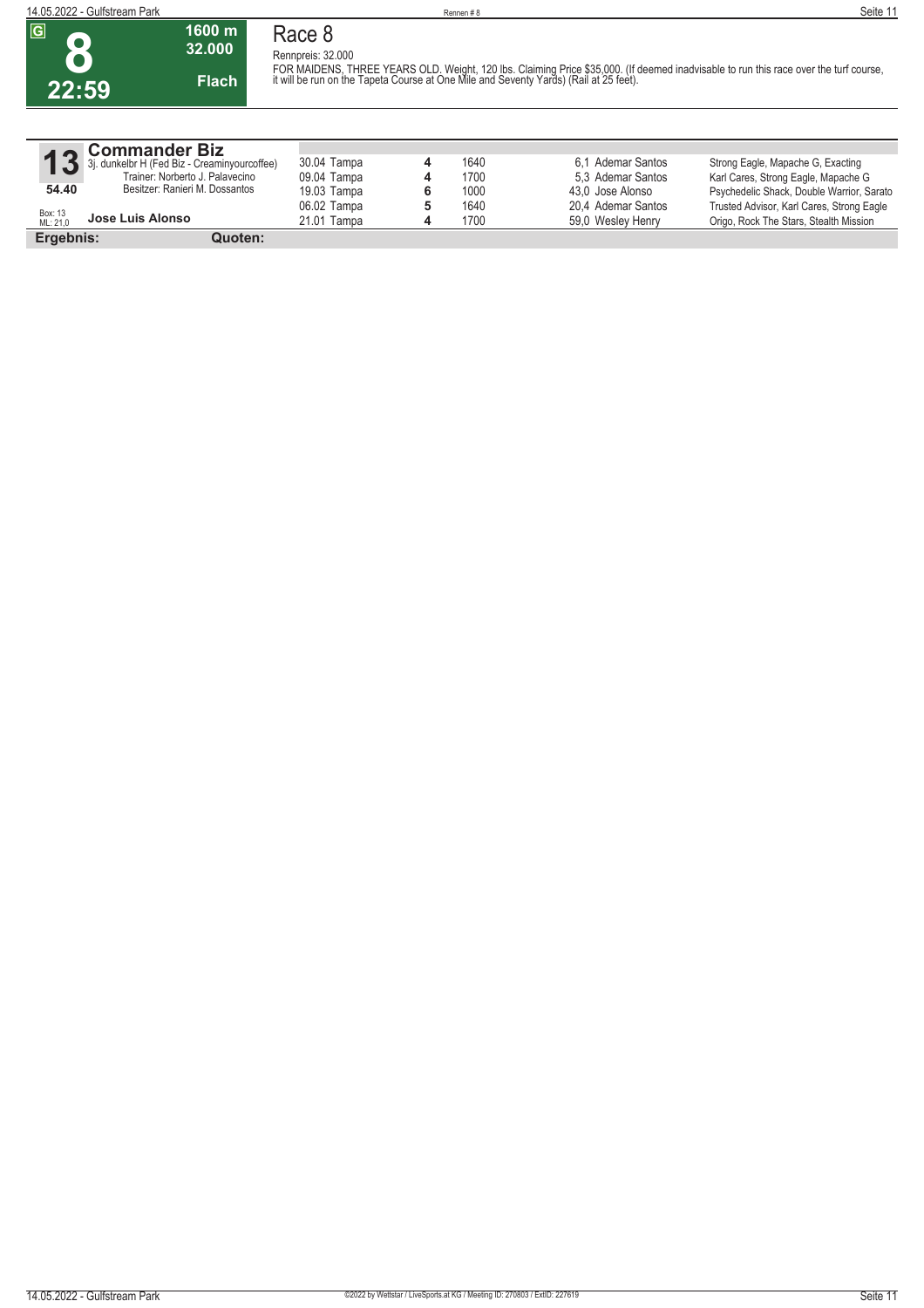**G**

# 8

**22:59**

**1600 m**
**32.000**
**Flach**

## Race 8

Rennpreis: 32.000

FOR MAIDENS, THREE YEARS OLD. Weight, 120 lbs. Claiming Price $35,000. (If deemed inadvisable to run this race over the turf course, it will be run on the Tapeta Course at One Mile and Seventy Yards) (Rail at 25 feet).

| | | | | | |
|---|---|---|---|---|---|
| **13** **Commander Biz** 3j. dunkelbr H (Fed Biz - Creaminyourcoffee) Trainer: Norberto J. Palavecino Besitzer: Ranieri M. Dossantos **54.40** Box: 13 ML: 21,0 **Jose Luis Alonso** | 30.04 Tampa | **4** | 1640 | 6,1 Ademar Santos | Strong Eagle, Mapache G, Exacting |
| | 09.04 Tampa | **4** | 1700 | 5,3 Ademar Santos | Karl Cares, Strong Eagle, Mapache G |
| | 19.03 Tampa | **6** | 1000 | 43,0 Jose Alonso | Psychedelic Shack, Double Warrior, Sarato |
| | 06.02 Tampa | **5** | 1640 | 20,4 Ademar Santos | Trusted Advisor, Karl Cares, Strong Eagle |
| | 21.01 Tampa | **4** | 1700 | 59,0 Wesley Henry | Origo, Rock The Stars, Stealth Mission |

**Ergebnis:** **Quoten:**